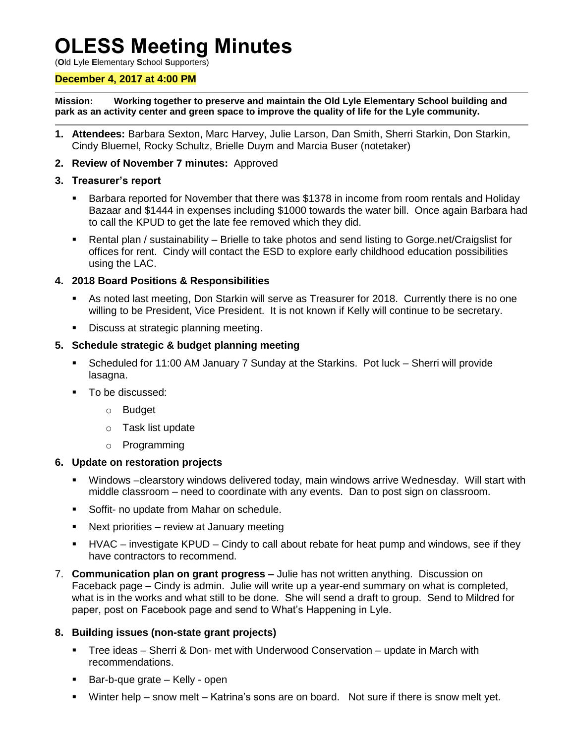# OLESS Meeting Minutes

(**O**ld **L**yle **E**lementary **S**chool **S**upporters)

**December 4, 2017 at 4:00 PM**

**Mission: Working together to preserve and maintain the Old Lyle Elementary School building and park as an activity center and green space to improve the quality of life for the Lyle community.**

1. **Attendees:** Barbara Sexton, Marc Harvey, Julie Larson, Dan Smith, Sherri Starkin, Don Starkin, Cindy Bluemel, Rocky Schultz, Brielle Duym and Marcia Buser (notetaker)

2. **Review of November 7 minutes:** Approved

3. **Treasurer's report**
   - Barbara reported for November that there was $1378 in income from room rentals and Holiday Bazaar and $1444 in expenses including $1000 towards the water bill. Once again Barbara had to call the KPUD to get the late fee removed which they did.
   - Rental plan / sustainability – Brielle to take photos and send listing to Gorge.net/Craigslist for offices for rent. Cindy will contact the ESD to explore early childhood education possibilities using the LAC.

4. **2018 Board Positions & Responsibilities**
   - As noted last meeting, Don Starkin will serve as Treasurer for 2018. Currently there is no one willing to be President, Vice President. It is not known if Kelly will continue to be secretary.
   - Discuss at strategic planning meeting.

5. **Schedule strategic & budget planning meeting**
   - Scheduled for 11:00 AM January 7 Sunday at the Starkins. Pot luck – Sherri will provide lasagna.
   - To be discussed:
     - Budget
     - Task list update
     - Programming

6. **Update on restoration projects**
   - Windows –clearstory windows delivered today, main windows arrive Wednesday. Will start with middle classroom – need to coordinate with any events. Dan to post sign on classroom.
   - Soffit- no update from Mahar on schedule.
   - Next priorities – review at January meeting
   - HVAC – investigate KPUD – Cindy to call about rebate for heat pump and windows, see if they have contractors to recommend.

7. **Communication plan on grant progress –** Julie has not written anything. Discussion on Faceback page – Cindy is admin. Julie will write up a year-end summary on what is completed, what is in the works and what still to be done. She will send a draft to group. Send to Mildred for paper, post on Facebook page and send to What's Happening in Lyle.

8. **Building issues (non-state grant projects)**
   - Tree ideas – Sherri & Don- met with Underwood Conservation – update in March with recommendations.
   - Bar-b-que grate – Kelly - open
   - Winter help – snow melt – Katrina's sons are on board. Not sure if there is snow melt yet.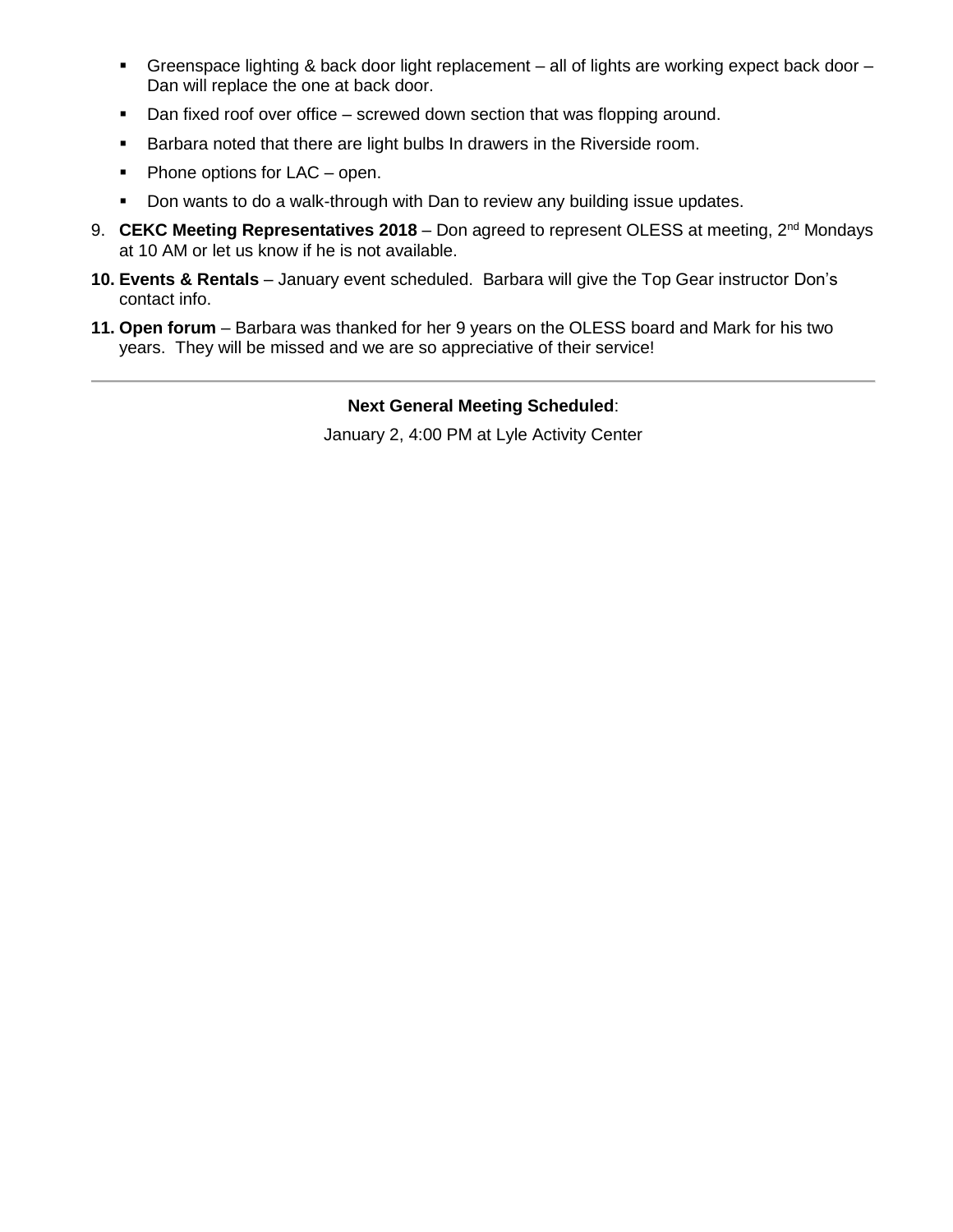- Greenspace lighting & back door light replacement – all of lights are working expect back door – Dan will replace the one at back door.
- Dan fixed roof over office – screwed down section that was flopping around.
- Barbara noted that there are light bulbs In drawers in the Riverside room.
- Phone options for LAC – open.
- Don wants to do a walk-through with Dan to review any building issue updates.

9. **CEKC Meeting Representatives 2018** – Don agreed to represent OLESS at meeting, 2nd Mondays at 10 AM or let us know if he is not available.
10. **Events & Rentals** – January event scheduled. Barbara will give the Top Gear instructor Don's contact info.
11. **Open forum** – Barbara was thanked for her 9 years on the OLESS board and Mark for his two years. They will be missed and we are so appreciative of their service!

---

**Next General Meeting Scheduled**:

January 2, 4:00 PM at Lyle Activity Center